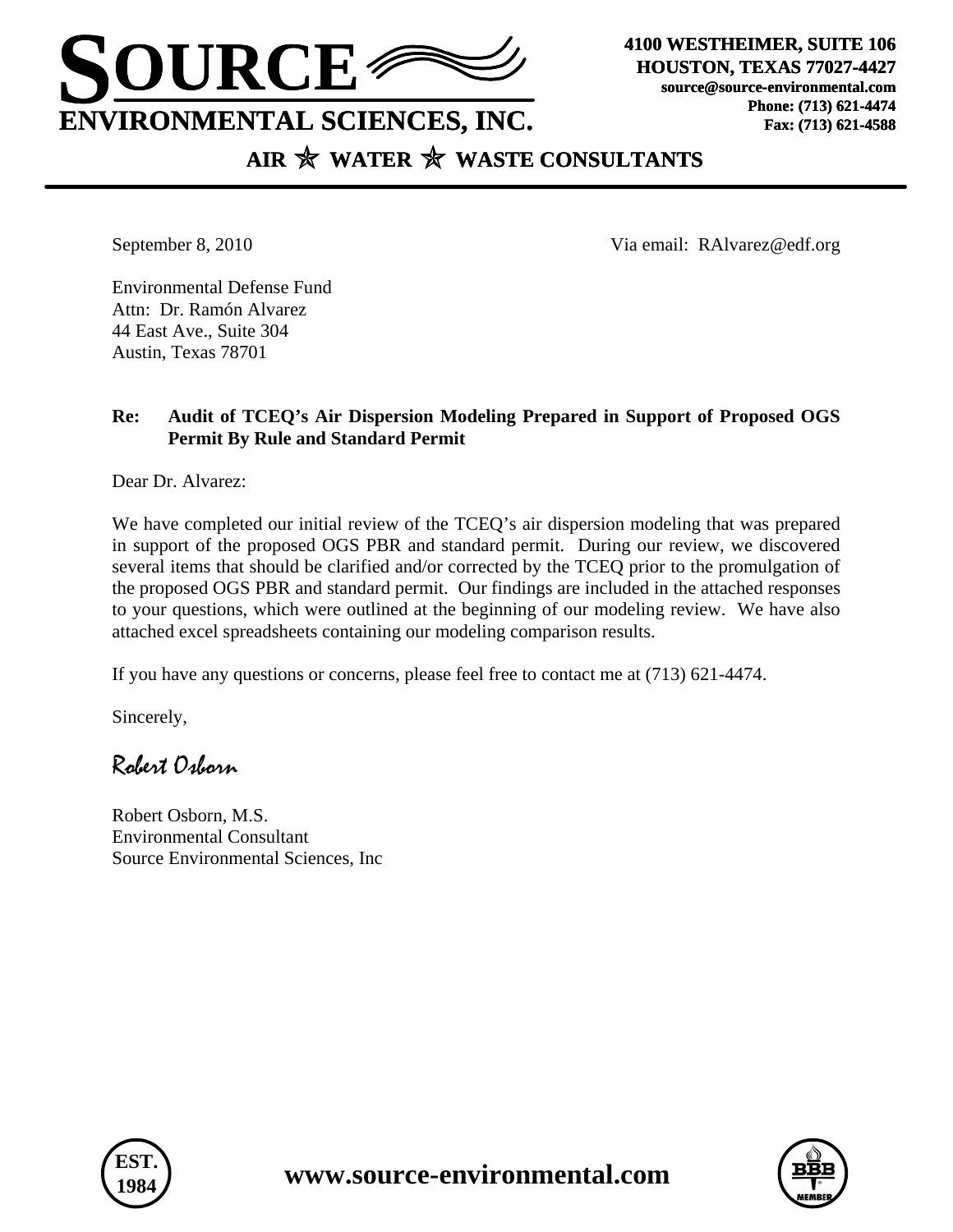# SOURCE ENVIRONMENTAL SCIENCES, INC.

4100 WESTHEIMER, SUITE 106
HOUSTON, TEXAS 77027-4427
source@source-environmental.com
Phone: (713) 621-4474
Fax: (713) 621-4588

AIR ✯ WATER ✯ WASTE CONSULTANTS

September 8, 2010 Via email: RAlvarez@edf.org

Environmental Defense Fund
Attn: Dr. Ramón Alvarez
44 East Ave., Suite 304
Austin, Texas 78701

**Re: Audit of TCEQ's Air Dispersion Modeling Prepared in Support of Proposed OGS Permit By Rule and Standard Permit**

Dear Dr. Alvarez:

We have completed our initial review of the TCEQ's air dispersion modeling that was prepared in support of the proposed OGS PBR and standard permit. During our review, we discovered several items that should be clarified and/or corrected by the TCEQ prior to the promulgation of the proposed OGS PBR and standard permit. Our findings are included in the attached responses to your questions, which were outlined at the beginning of our modeling review. We have also attached excel spreadsheets containing our modeling comparison results.

If you have any questions or concerns, please feel free to contact me at (713) 621-4474.

Sincerely,

*Robert Osborn*

Robert Osborn, M.S.
Environmental Consultant
Source Environmental Sciences, Inc

EST. 1984

**www.source-environmental.com**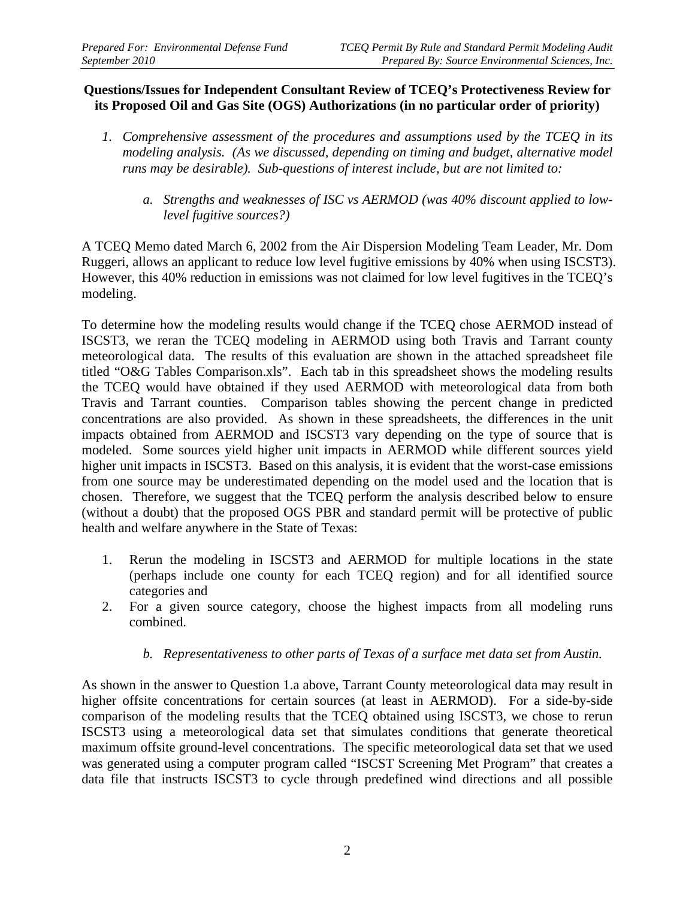**Questions/Issues for Independent Consultant Review of TCEQ's Protectiveness Review for its Proposed Oil and Gas Site (OGS) Authorizations (in no particular order of priority)**

1. *Comprehensive assessment of the procedures and assumptions used by the TCEQ in its modeling analysis. (As we discussed, depending on timing and budget, alternative model runs may be desirable). Sub-questions of interest include, but are not limited to:*

    a. *Strengths and weaknesses of ISC vs AERMOD (was 40% discount applied to low-level fugitive sources?)*

A TCEQ Memo dated March 6, 2002 from the Air Dispersion Modeling Team Leader, Mr. Dom Ruggeri, allows an applicant to reduce low level fugitive emissions by 40% when using ISCST3). However, this 40% reduction in emissions was not claimed for low level fugitives in the TCEQ's modeling.

To determine how the modeling results would change if the TCEQ chose AERMOD instead of ISCST3, we reran the TCEQ modeling in AERMOD using both Travis and Tarrant county meteorological data. The results of this evaluation are shown in the attached spreadsheet file titled "O&G Tables Comparison.xls". Each tab in this spreadsheet shows the modeling results the TCEQ would have obtained if they used AERMOD with meteorological data from both Travis and Tarrant counties. Comparison tables showing the percent change in predicted concentrations are also provided. As shown in these spreadsheets, the differences in the unit impacts obtained from AERMOD and ISCST3 vary depending on the type of source that is modeled. Some sources yield higher unit impacts in AERMOD while different sources yield higher unit impacts in ISCST3. Based on this analysis, it is evident that the worst-case emissions from one source may be underestimated depending on the model used and the location that is chosen. Therefore, we suggest that the TCEQ perform the analysis described below to ensure (without a doubt) that the proposed OGS PBR and standard permit will be protective of public health and welfare anywhere in the State of Texas:

1. Rerun the modeling in ISCST3 and AERMOD for multiple locations in the state (perhaps include one county for each TCEQ region) and for all identified source categories and
2. For a given source category, choose the highest impacts from all modeling runs combined.

    b. *Representativeness to other parts of Texas of a surface met data set from Austin.*

As shown in the answer to Question 1.a above, Tarrant County meteorological data may result in higher offsite concentrations for certain sources (at least in AERMOD). For a side-by-side comparison of the modeling results that the TCEQ obtained using ISCST3, we chose to rerun ISCST3 using a meteorological data set that simulates conditions that generate theoretical maximum offsite ground-level concentrations. The specific meteorological data set that we used was generated using a computer program called "ISCST Screening Met Program" that creates a data file that instructs ISCST3 to cycle through predefined wind directions and all possible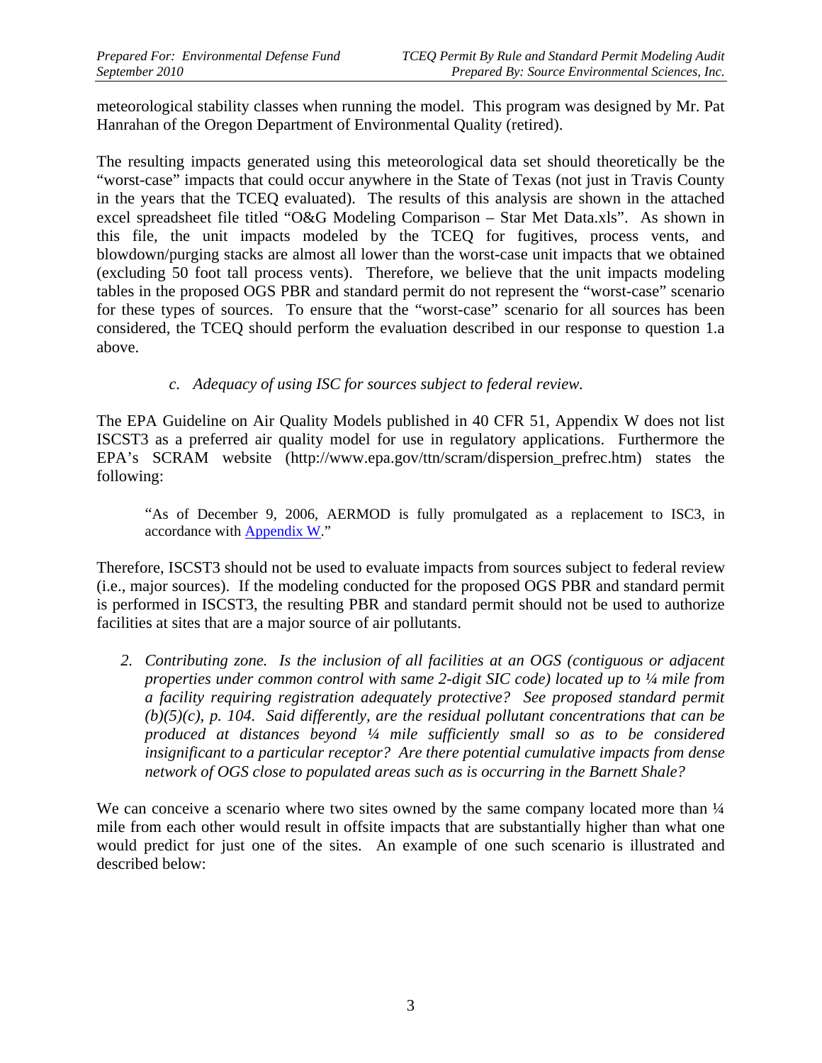meteorological stability classes when running the model. This program was designed by Mr. Pat Hanrahan of the Oregon Department of Environmental Quality (retired).

The resulting impacts generated using this meteorological data set should theoretically be the "worst-case" impacts that could occur anywhere in the State of Texas (not just in Travis County in the years that the TCEQ evaluated). The results of this analysis are shown in the attached excel spreadsheet file titled "O&G Modeling Comparison – Star Met Data.xls". As shown in this file, the unit impacts modeled by the TCEQ for fugitives, process vents, and blowdown/purging stacks are almost all lower than the worst-case unit impacts that we obtained (excluding 50 foot tall process vents). Therefore, we believe that the unit impacts modeling tables in the proposed OGS PBR and standard permit do not represent the "worst-case" scenario for these types of sources. To ensure that the "worst-case" scenario for all sources has been considered, the TCEQ should perform the evaluation described in our response to question 1.a above.

*c. Adequacy of using ISC for sources subject to federal review.*

The EPA Guideline on Air Quality Models published in 40 CFR 51, Appendix W does not list ISCST3 as a preferred air quality model for use in regulatory applications. Furthermore the EPA's SCRAM website (http://www.epa.gov/ttn/scram/dispersion_prefrec.htm) states the following:

> "As of December 9, 2006, AERMOD is fully promulgated as a replacement to ISC3, in accordance with Appendix W."

Therefore, ISCST3 should not be used to evaluate impacts from sources subject to federal review (i.e., major sources). If the modeling conducted for the proposed OGS PBR and standard permit is performed in ISCST3, the resulting PBR and standard permit should not be used to authorize facilities at sites that are a major source of air pollutants.

2. *Contributing zone. Is the inclusion of all facilities at an OGS (contiguous or adjacent properties under common control with same 2-digit SIC code) located up to ¼ mile from a facility requiring registration adequately protective? See proposed standard permit (b)(5)(c), p. 104. Said differently, are the residual pollutant concentrations that can be produced at distances beyond ¼ mile sufficiently small so as to be considered insignificant to a particular receptor? Are there potential cumulative impacts from dense network of OGS close to populated areas such as is occurring in the Barnett Shale?*

We can conceive a scenario where two sites owned by the same company located more than ¼ mile from each other would result in offsite impacts that are substantially higher than what one would predict for just one of the sites. An example of one such scenario is illustrated and described below: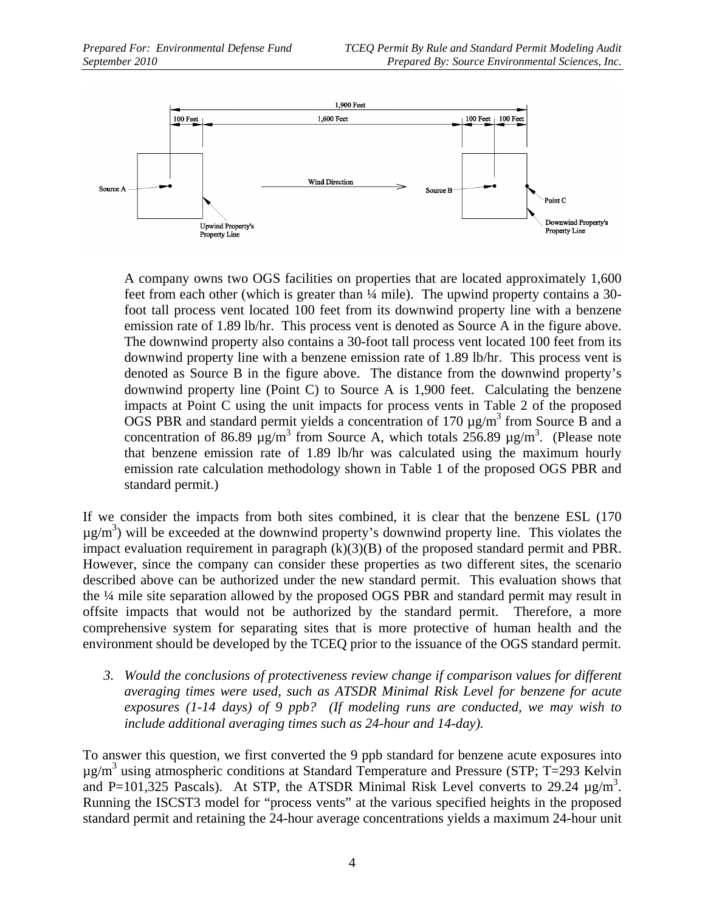A company owns two OGS facilities on properties that are located approximately 1,600 feet from each other (which is greater than ¼ mile). The upwind property contains a 30-foot tall process vent located 100 feet from its downwind property line with a benzene emission rate of 1.89 lb/hr. This process vent is denoted as Source A in the figure above. The downwind property also contains a 30-foot tall process vent located 100 feet from its downwind property line with a benzene emission rate of 1.89 lb/hr. This process vent is denoted as Source B in the figure above. The distance from the downwind property's downwind property line (Point C) to Source A is 1,900 feet. Calculating the benzene impacts at Point C using the unit impacts for process vents in Table 2 of the proposed OGS PBR and standard permit yields a concentration of 170 µg/m$^3$ from Source B and a concentration of 86.89 µg/m$^3$ from Source A, which totals 256.89 µg/m$^3$. (Please note that benzene emission rate of 1.89 lb/hr was calculated using the maximum hourly emission rate calculation methodology shown in Table 1 of the proposed OGS PBR and standard permit.)

If we consider the impacts from both sites combined, it is clear that the benzene ESL (170 µg/m$^3$) will be exceeded at the downwind property's downwind property line. This violates the impact evaluation requirement in paragraph (k)(3)(B) of the proposed standard permit and PBR. However, since the company can consider these properties as two different sites, the scenario described above can be authorized under the new standard permit. This evaluation shows that the ¼ mile site separation allowed by the proposed OGS PBR and standard permit may result in offsite impacts that would not be authorized by the standard permit. Therefore, a more comprehensive system for separating sites that is more protective of human health and the environment should be developed by the TCEQ prior to the issuance of the OGS standard permit.

3. *Would the conclusions of protectiveness review change if comparison values for different averaging times were used, such as ATSDR Minimal Risk Level for benzene for acute exposures (1-14 days) of 9 ppb? (If modeling runs are conducted, we may wish to include additional averaging times such as 24-hour and 14-day).*

To answer this question, we first converted the 9 ppb standard for benzene acute exposures into µg/m$^3$ using atmospheric conditions at Standard Temperature and Pressure (STP; T=293 Kelvin and P=101,325 Pascals). At STP, the ATSDR Minimal Risk Level converts to 29.24 µg/m$^3$. Running the ISCST3 model for "process vents" at the various specified heights in the proposed standard permit and retaining the 24-hour average concentrations yields a maximum 24-hour unit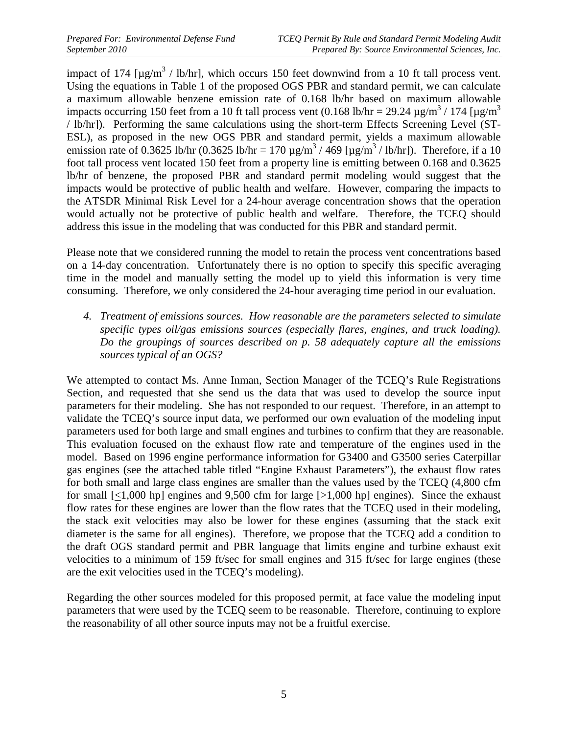impact of 174 [$\mu g/m^3$ / lb/hr], which occurs 150 feet downwind from a 10 ft tall process vent. Using the equations in Table 1 of the proposed OGS PBR and standard permit, we can calculate a maximum allowable benzene emission rate of 0.168 lb/hr based on maximum allowable impacts occurring 150 feet from a 10 ft tall process vent (0.168 lb/hr = 29.24 $\mu g/m^3$ / 174 [$\mu g/m^3$ / lb/hr]). Performing the same calculations using the short-term Effects Screening Level (ST-ESL), as proposed in the new OGS PBR and standard permit, yields a maximum allowable emission rate of 0.3625 lb/hr (0.3625 lb/hr = 170 $\mu g/m^3$ / 469 [$\mu g/m^3$ / lb/hr]). Therefore, if a 10 foot tall process vent located 150 feet from a property line is emitting between 0.168 and 0.3625 lb/hr of benzene, the proposed PBR and standard permit modeling would suggest that the impacts would be protective of public health and welfare. However, comparing the impacts to the ATSDR Minimal Risk Level for a 24-hour average concentration shows that the operation would actually not be protective of public health and welfare. Therefore, the TCEQ should address this issue in the modeling that was conducted for this PBR and standard permit.

Please note that we considered running the model to retain the process vent concentrations based on a 14-day concentration. Unfortunately there is no option to specify this specific averaging time in the model and manually setting the model up to yield this information is very time consuming. Therefore, we only considered the 24-hour averaging time period in our evaluation.

4. *Treatment of emissions sources. How reasonable are the parameters selected to simulate specific types oil/gas emissions sources (especially flares, engines, and truck loading). Do the groupings of sources described on p. 58 adequately capture all the emissions sources typical of an OGS?*

We attempted to contact Ms. Anne Inman, Section Manager of the TCEQ's Rule Registrations Section, and requested that she send us the data that was used to develop the source input parameters for their modeling. She has not responded to our request. Therefore, in an attempt to validate the TCEQ's source input data, we performed our own evaluation of the modeling input parameters used for both large and small engines and turbines to confirm that they are reasonable. This evaluation focused on the exhaust flow rate and temperature of the engines used in the model. Based on 1996 engine performance information for G3400 and G3500 series Caterpillar gas engines (see the attached table titled "Engine Exhaust Parameters"), the exhaust flow rates for both small and large class engines are smaller than the values used by the TCEQ (4,800 cfm for small [$\leq$1,000 hp] engines and 9,500 cfm for large [>1,000 hp] engines). Since the exhaust flow rates for these engines are lower than the flow rates that the TCEQ used in their modeling, the stack exit velocities may also be lower for these engines (assuming that the stack exit diameter is the same for all engines). Therefore, we propose that the TCEQ add a condition to the draft OGS standard permit and PBR language that limits engine and turbine exhaust exit velocities to a minimum of 159 ft/sec for small engines and 315 ft/sec for large engines (these are the exit velocities used in the TCEQ's modeling).

Regarding the other sources modeled for this proposed permit, at face value the modeling input parameters that were used by the TCEQ seem to be reasonable. Therefore, continuing to explore the reasonability of all other source inputs may not be a fruitful exercise.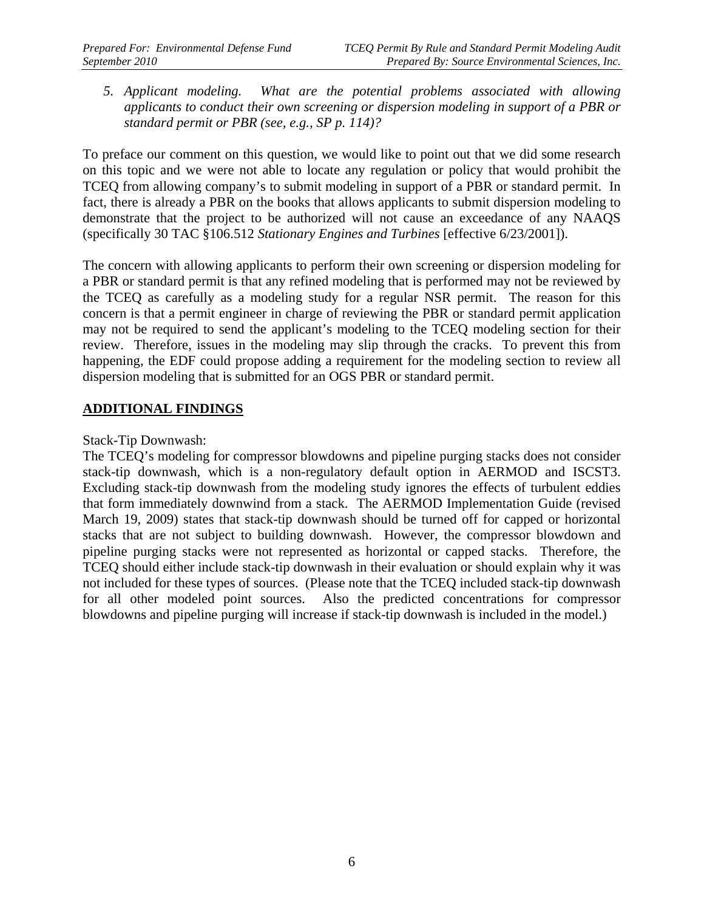*5. Applicant modeling. What are the potential problems associated with allowing applicants to conduct their own screening or dispersion modeling in support of a PBR or standard permit or PBR (see, e.g., SP p. 114)?*

To preface our comment on this question, we would like to point out that we did some research on this topic and we were not able to locate any regulation or policy that would prohibit the TCEQ from allowing company's to submit modeling in support of a PBR or standard permit. In fact, there is already a PBR on the books that allows applicants to submit dispersion modeling to demonstrate that the project to be authorized will not cause an exceedance of any NAAQS (specifically 30 TAC §106.512 *Stationary Engines and Turbines* [effective 6/23/2001]).

The concern with allowing applicants to perform their own screening or dispersion modeling for a PBR or standard permit is that any refined modeling that is performed may not be reviewed by the TCEQ as carefully as a modeling study for a regular NSR permit. The reason for this concern is that a permit engineer in charge of reviewing the PBR or standard permit application may not be required to send the applicant's modeling to the TCEQ modeling section for their review. Therefore, issues in the modeling may slip through the cracks. To prevent this from happening, the EDF could propose adding a requirement for the modeling section to review all dispersion modeling that is submitted for an OGS PBR or standard permit.

## ADDITIONAL FINDINGS

Stack-Tip Downwash:

The TCEQ's modeling for compressor blowdowns and pipeline purging stacks does not consider stack-tip downwash, which is a non-regulatory default option in AERMOD and ISCST3. Excluding stack-tip downwash from the modeling study ignores the effects of turbulent eddies that form immediately downwind from a stack. The AERMOD Implementation Guide (revised March 19, 2009) states that stack-tip downwash should be turned off for capped or horizontal stacks that are not subject to building downwash. However, the compressor blowdown and pipeline purging stacks were not represented as horizontal or capped stacks. Therefore, the TCEQ should either include stack-tip downwash in their evaluation or should explain why it was not included for these types of sources. (Please note that the TCEQ included stack-tip downwash for all other modeled point sources. Also the predicted concentrations for compressor blowdowns and pipeline purging will increase if stack-tip downwash is included in the model.)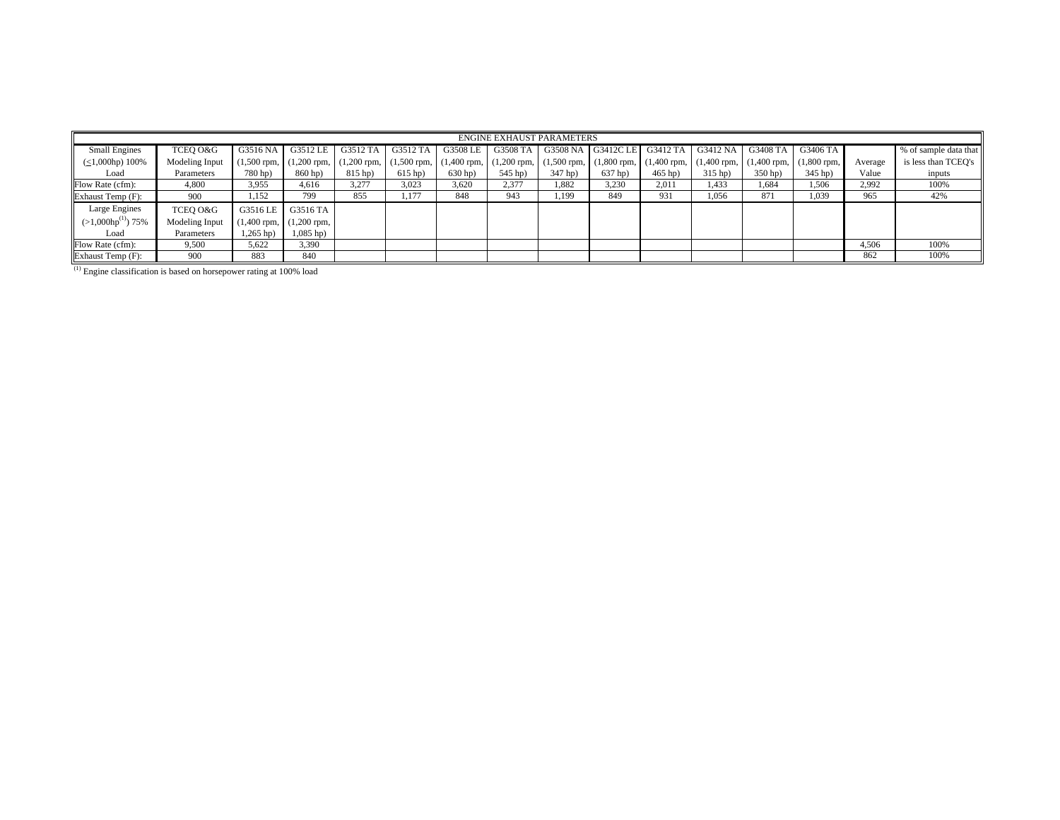| ENGINE EXHAUST PARAMETERS | | | | | | | | | | | | | | |
|---|---|---|---|---|---|---|---|---|---|---|---|---|---|---|
| Small Engines (≤1,000hp) 100% Load | TCEQ O&G Modeling Input Parameters | G3516 NA (1,500 rpm, 780 hp) | G3512 LE (1,200 rpm, 860 hp) | G3512 TA (1,200 rpm, 815 hp) | G3512 TA (1,500 rpm, 615 hp) | G3508 LE (1,400 rpm, 630 hp) | G3508 TA (1,200 rpm, 545 hp) | G3508 NA (1,500 rpm, 347 hp) | G3412C LE (1,800 rpm, 637 hp) | G3412 TA (1,400 rpm, 465 hp) | G3412 NA (1,400 rpm, 315 hp) | G3408 TA (1,400 rpm, 350 hp) | G3406 TA (1,800 rpm, 345 hp) | Average Value | % of sample data that is less than TCEQ's inputs |
| Flow Rate (cfm): | 4,800 | 3,955 | 4,616 | 3,277 | 3,023 | 3,620 | 2,377 | 1,882 | 3,230 | 2,011 | 1,433 | 1,684 | 1,506 | 2,992 | 100% |
| Exhaust Temp (F): | 900 | 1,152 | 799 | 855 | 1,177 | 848 | 943 | 1,199 | 849 | 931 | 1,056 | 871 | 1,039 | 965 | 42% |
| Large Engines (>1,000hp[1]) 75% Load | TCEQ O&G Modeling Input Parameters | G3516 LE (1,400 rpm, 1,265 hp) | G3516 TA (1,200 rpm, 1,085 hp) | | | | | | | | | | | | |
| Flow Rate (cfm): | 9,500 | 5,622 | 3,390 | | | | | | | | | | | 4,506 | 100% |
| Exhaust Temp (F): | 900 | 883 | 840 | | | | | | | | | | | 862 | 100% |

[1] Engine classification is based on horsepower rating at 100% load